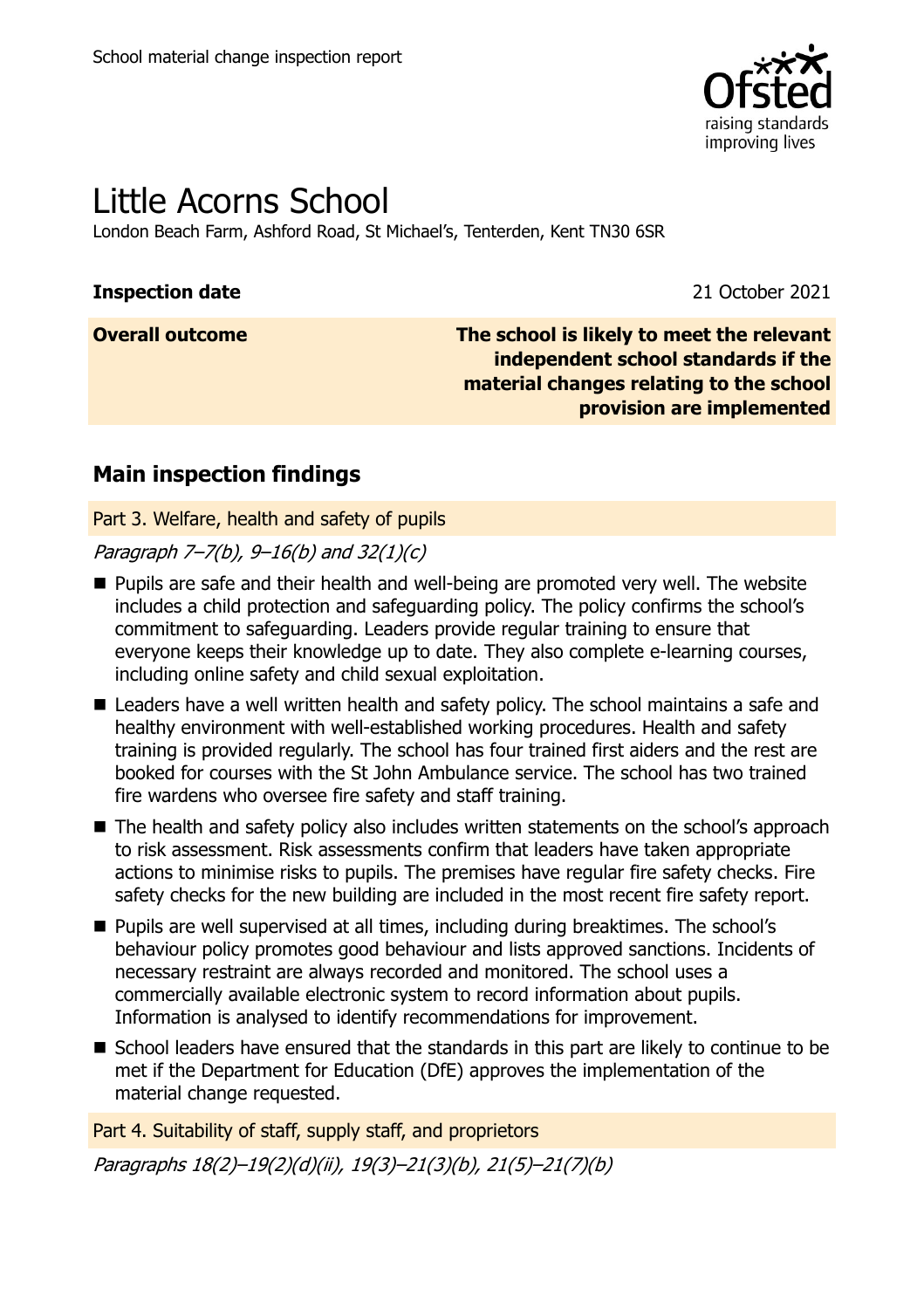School material change inspection report

# Little Acorns School

London Beach Farm, Ashford Road, St Michael's, Tenterden, Kent TN30 6SR

| | |
|---|---|
| **Inspection date** | 21 October 2021 |
| **Overall outcome** | **The school is likely to meet the relevant independent school standards if the material changes relating to the school provision are implemented** |

## Main inspection findings

### Part 3. Welfare, health and safety of pupils

*Paragraph 7–7(b), 9–16(b) and 32(1)(c)*

- Pupils are safe and their health and well-being are promoted very well. The website includes a child protection and safeguarding policy. The policy confirms the school's commitment to safeguarding. Leaders provide regular training to ensure that everyone keeps their knowledge up to date. They also complete e-learning courses, including online safety and child sexual exploitation.
- Leaders have a well written health and safety policy. The school maintains a safe and healthy environment with well-established working procedures. Health and safety training is provided regularly. The school has four trained first aiders and the rest are booked for courses with the St John Ambulance service. The school has two trained fire wardens who oversee fire safety and staff training.
- The health and safety policy also includes written statements on the school's approach to risk assessment. Risk assessments confirm that leaders have taken appropriate actions to minimise risks to pupils. The premises have regular fire safety checks. Fire safety checks for the new building are included in the most recent fire safety report.
- Pupils are well supervised at all times, including during breaktimes. The school's behaviour policy promotes good behaviour and lists approved sanctions. Incidents of necessary restraint are always recorded and monitored. The school uses a commercially available electronic system to record information about pupils. Information is analysed to identify recommendations for improvement.
- School leaders have ensured that the standards in this part are likely to continue to be met if the Department for Education (DfE) approves the implementation of the material change requested.

### Part 4. Suitability of staff, supply staff, and proprietors

*Paragraphs 18(2)–19(2)(d)(ii), 19(3)–21(3)(b), 21(5)–21(7)(b)*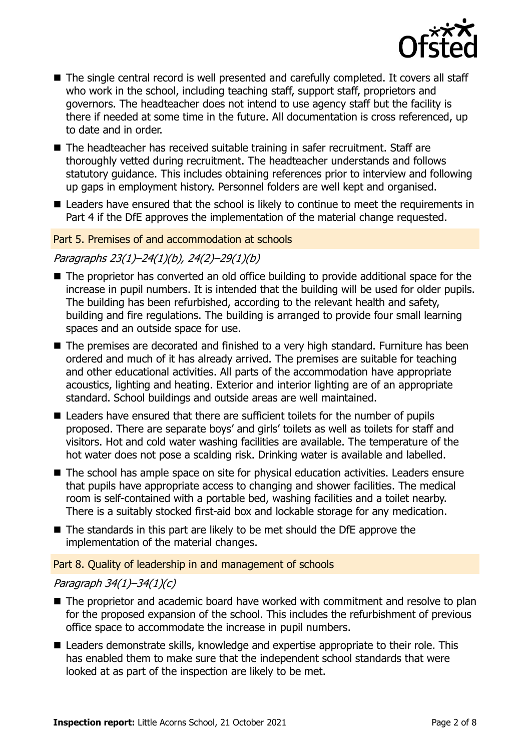- The single central record is well presented and carefully completed. It covers all staff who work in the school, including teaching staff, support staff, proprietors and governors. The headteacher does not intend to use agency staff but the facility is there if needed at some time in the future. All documentation is cross referenced, up to date and in order.
- The headteacher has received suitable training in safer recruitment. Staff are thoroughly vetted during recruitment. The headteacher understands and follows statutory guidance. This includes obtaining references prior to interview and following up gaps in employment history. Personnel folders are well kept and organised.
- Leaders have ensured that the school is likely to continue to meet the requirements in Part 4 if the DfE approves the implementation of the material change requested.

### Part 5. Premises of and accommodation at schools

*Paragraphs 23(1)–24(1)(b), 24(2)–29(1)(b)*

- The proprietor has converted an old office building to provide additional space for the increase in pupil numbers. It is intended that the building will be used for older pupils. The building has been refurbished, according to the relevant health and safety, building and fire regulations. The building is arranged to provide four small learning spaces and an outside space for use.
- The premises are decorated and finished to a very high standard. Furniture has been ordered and much of it has already arrived. The premises are suitable for teaching and other educational activities. All parts of the accommodation have appropriate acoustics, lighting and heating. Exterior and interior lighting are of an appropriate standard. School buildings and outside areas are well maintained.
- Leaders have ensured that there are sufficient toilets for the number of pupils proposed. There are separate boys' and girls' toilets as well as toilets for staff and visitors. Hot and cold water washing facilities are available. The temperature of the hot water does not pose a scalding risk. Drinking water is available and labelled.
- The school has ample space on site for physical education activities. Leaders ensure that pupils have appropriate access to changing and shower facilities. The medical room is self-contained with a portable bed, washing facilities and a toilet nearby. There is a suitably stocked first-aid box and lockable storage for any medication.
- The standards in this part are likely to be met should the DfE approve the implementation of the material changes.

### Part 8. Quality of leadership in and management of schools

*Paragraph 34(1)–34(1)(c)*

- The proprietor and academic board have worked with commitment and resolve to plan for the proposed expansion of the school. This includes the refurbishment of previous office space to accommodate the increase in pupil numbers.
- Leaders demonstrate skills, knowledge and expertise appropriate to their role. This has enabled them to make sure that the independent school standards that were looked at as part of the inspection are likely to be met.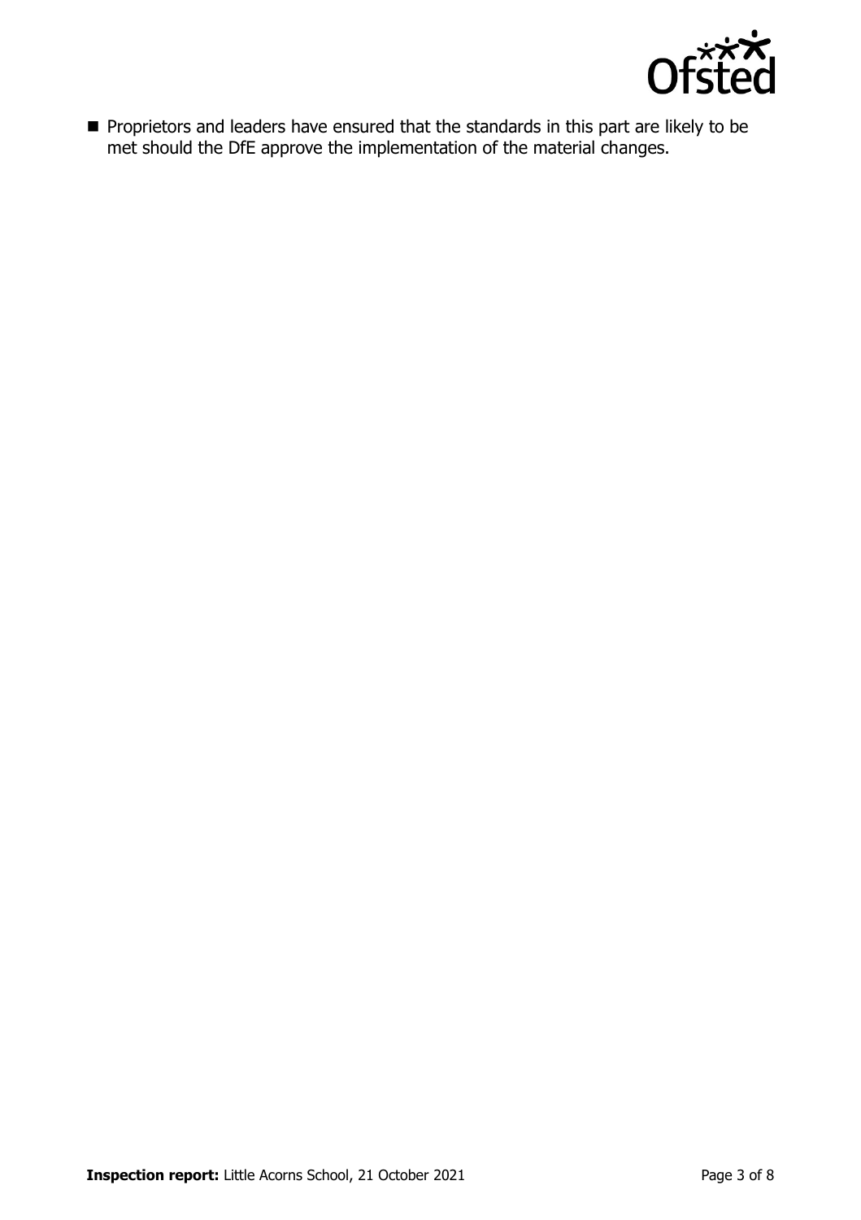- Proprietors and leaders have ensured that the standards in this part are likely to be met should the DfE approve the implementation of the material changes.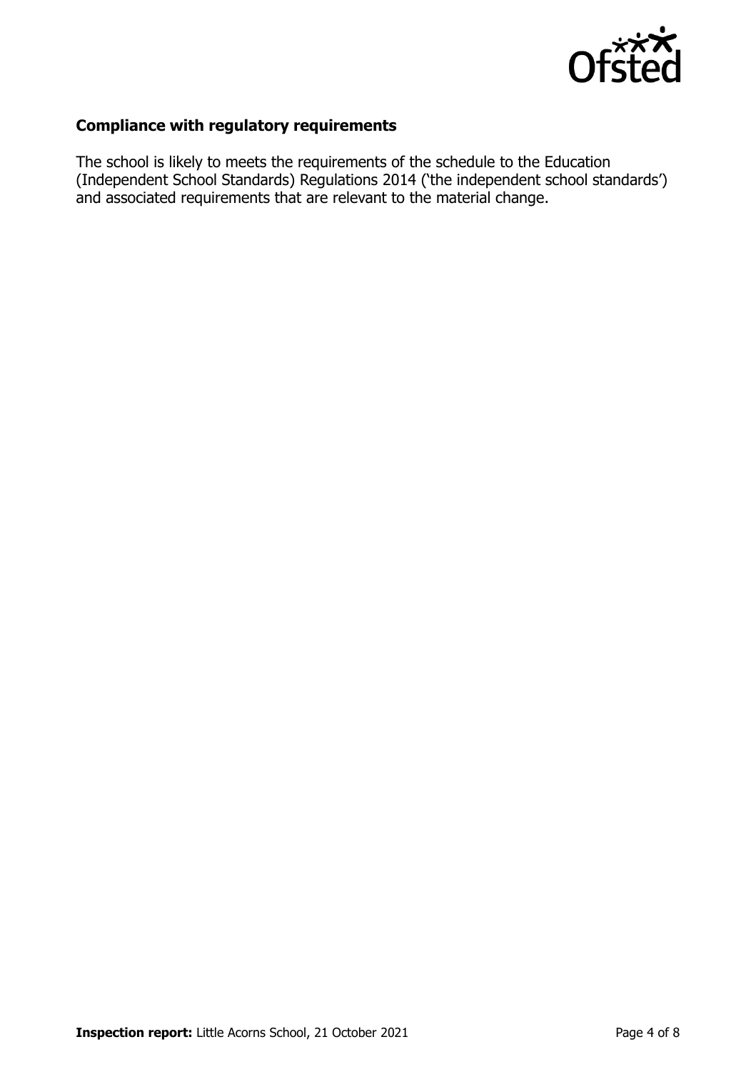## Compliance with regulatory requirements

The school is likely to meets the requirements of the schedule to the Education (Independent School Standards) Regulations 2014 ('the independent school standards') and associated requirements that are relevant to the material change.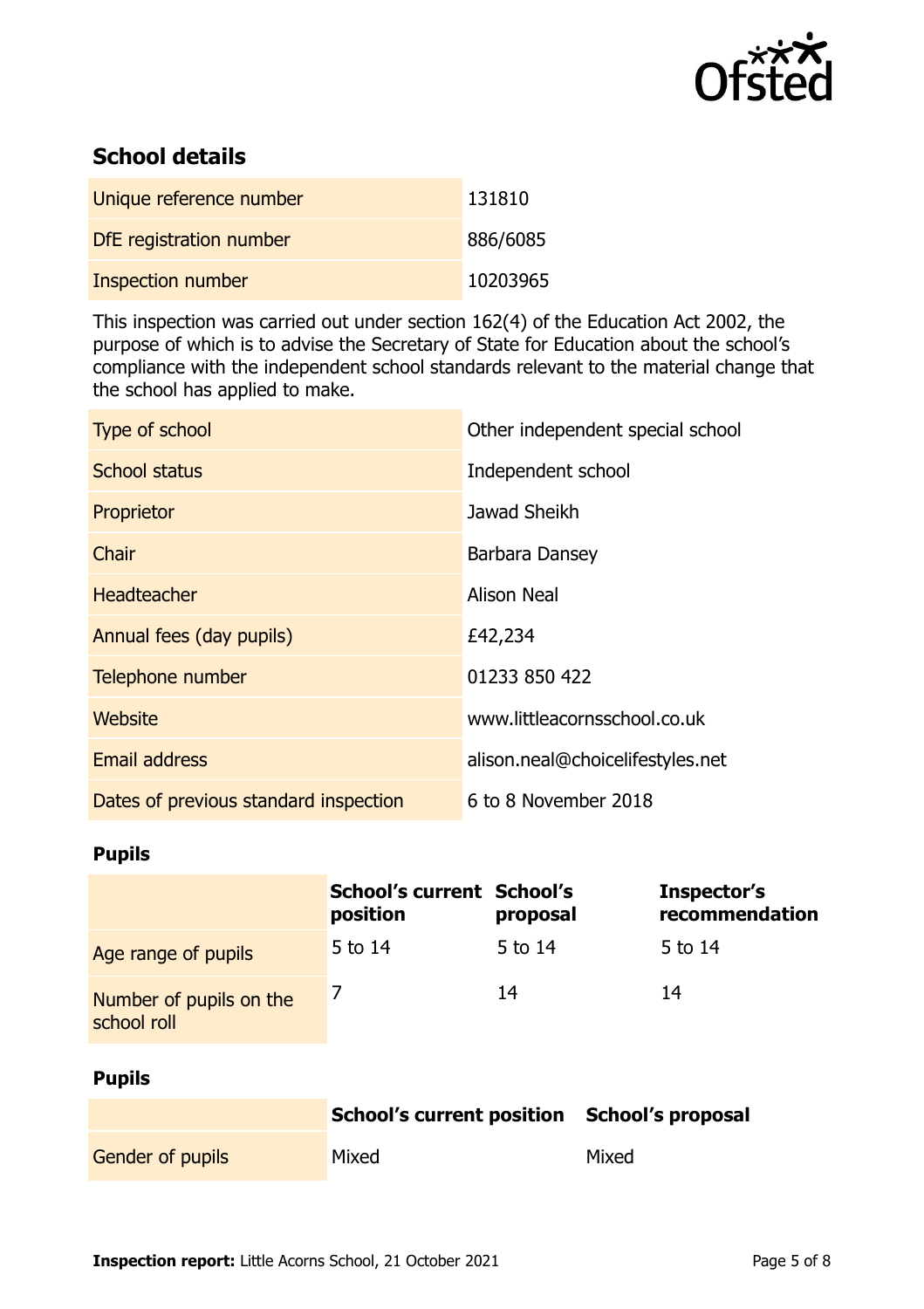## School details

| Unique reference number | 131810 |
|---|---|
| DfE registration number | 886/6085 |
| Inspection number | 10203965 |

This inspection was carried out under section 162(4) of the Education Act 2002, the purpose of which is to advise the Secretary of State for Education about the school's compliance with the independent school standards relevant to the material change that the school has applied to make.

| Type of school | Other independent special school |
|---|---|
| School status | Independent school |
| Proprietor | Jawad Sheikh |
| Chair | Barbara Dansey |
| Headteacher | Alison Neal |
| Annual fees (day pupils) | £42,234 |
| Telephone number | 01233 850 422 |
| Website | www.littleacornsschool.co.uk |
| Email address | alison.neal@choicelifestyles.net |
| Dates of previous standard inspection | 6 to 8 November 2018 |

### Pupils

| | School's current position | School's proposal | Inspector's recommendation |
|---|---|---|---|
| Age range of pupils | 5 to 14 | 5 to 14 | 5 to 14 |
| Number of pupils on the school roll | 7 | 14 | 14 |

### Pupils

| | School's current position | School's proposal |
|---|---|---|
| Gender of pupils | Mixed | Mixed |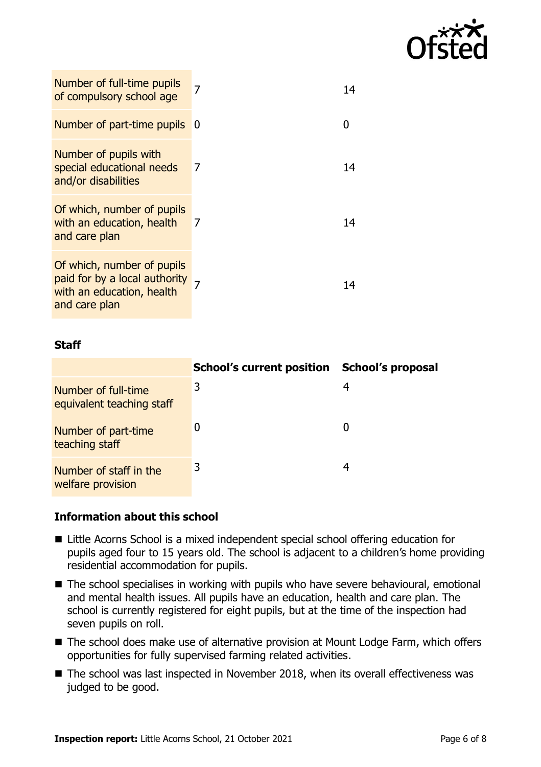| | School's current position | School's proposal |
|---|---|---|
| Number of full-time pupils of compulsory school age | 7 | 14 |
| Number of part-time pupils | 0 | 0 |
| Number of pupils with special educational needs and/or disabilities | 7 | 14 |
| Of which, number of pupils with an education, health and care plan | 7 | 14 |
| Of which, number of pupils paid for by a local authority with an education, health and care plan | 7 | 14 |

### Staff

| | School's current position | School's proposal |
|---|---|---|
| Number of full-time equivalent teaching staff | 3 | 4 |
| Number of part-time teaching staff | 0 | 0 |
| Number of staff in the welfare provision | 3 | 4 |

## Information about this school

- Little Acorns School is a mixed independent special school offering education for pupils aged four to 15 years old. The school is adjacent to a children's home providing residential accommodation for pupils.
- The school specialises in working with pupils who have severe behavioural, emotional and mental health issues. All pupils have an education, health and care plan. The school is currently registered for eight pupils, but at the time of the inspection had seven pupils on roll.
- The school does make use of alternative provision at Mount Lodge Farm, which offers opportunities for fully supervised farming related activities.
- The school was last inspected in November 2018, when its overall effectiveness was judged to be good.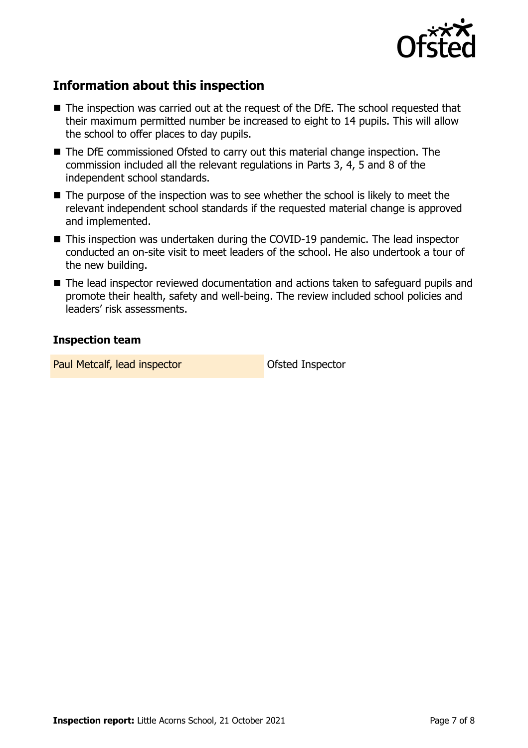## Information about this inspection

- The inspection was carried out at the request of the DfE. The school requested that their maximum permitted number be increased to eight to 14 pupils. This will allow the school to offer places to day pupils.
- The DfE commissioned Ofsted to carry out this material change inspection. The commission included all the relevant regulations in Parts 3, 4, 5 and 8 of the independent school standards.
- The purpose of the inspection was to see whether the school is likely to meet the relevant independent school standards if the requested material change is approved and implemented.
- This inspection was undertaken during the COVID-19 pandemic. The lead inspector conducted an on-site visit to meet leaders of the school. He also undertook a tour of the new building.
- The lead inspector reviewed documentation and actions taken to safeguard pupils and promote their health, safety and well-being. The review included school policies and leaders' risk assessments.

### Inspection team

| | |
|---|---|
| Paul Metcalf, lead inspector | Ofsted Inspector |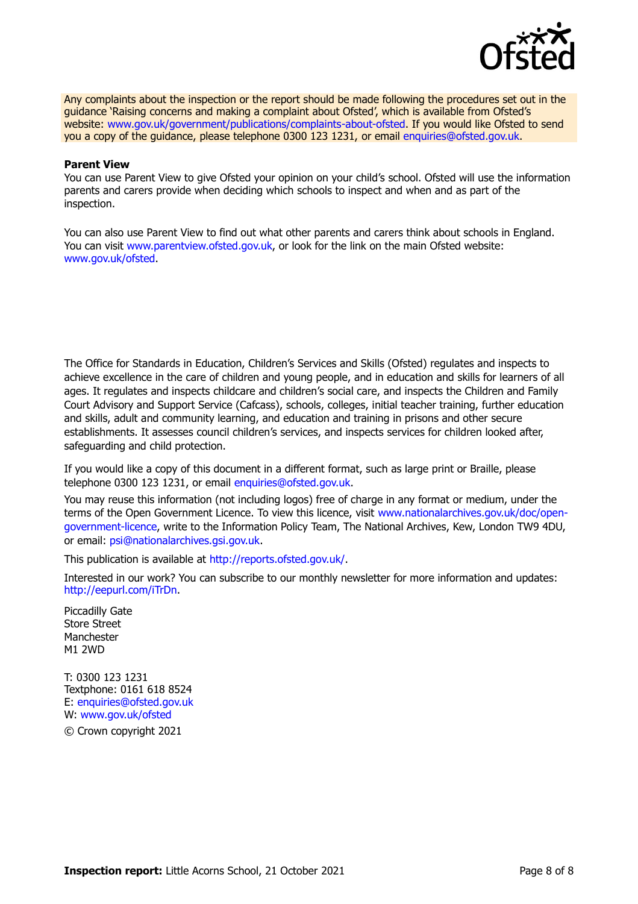Any complaints about the inspection or the report should be made following the procedures set out in the guidance 'Raising concerns and making a complaint about Ofsted', which is available from Ofsted's website: www.gov.uk/government/publications/complaints-about-ofsted. If you would like Ofsted to send you a copy of the guidance, please telephone 0300 123 1231, or email enquiries@ofsted.gov.uk.

**Parent View**

You can use Parent View to give Ofsted your opinion on your child's school. Ofsted will use the information parents and carers provide when deciding which schools to inspect and when and as part of the inspection.

You can also use Parent View to find out what other parents and carers think about schools in England. You can visit www.parentview.ofsted.gov.uk, or look for the link on the main Ofsted website: www.gov.uk/ofsted.

The Office for Standards in Education, Children's Services and Skills (Ofsted) regulates and inspects to achieve excellence in the care of children and young people, and in education and skills for learners of all ages. It regulates and inspects childcare and children's social care, and inspects the Children and Family Court Advisory and Support Service (Cafcass), schools, colleges, initial teacher training, further education and skills, adult and community learning, and education and training in prisons and other secure establishments. It assesses council children's services, and inspects services for children looked after, safeguarding and child protection.

If you would like a copy of this document in a different format, such as large print or Braille, please telephone 0300 123 1231, or email enquiries@ofsted.gov.uk.

You may reuse this information (not including logos) free of charge in any format or medium, under the terms of the Open Government Licence. To view this licence, visit www.nationalarchives.gov.uk/doc/open-government-licence, write to the Information Policy Team, The National Archives, Kew, London TW9 4DU, or email: psi@nationalarchives.gsi.gov.uk.

This publication is available at http://reports.ofsted.gov.uk/.

Interested in our work? You can subscribe to our monthly newsletter for more information and updates: http://eepurl.com/iTrDn.

Piccadilly Gate
Store Street
Manchester
M1 2WD

T: 0300 123 1231
Textphone: 0161 618 8524
E: enquiries@ofsted.gov.uk
W: www.gov.uk/ofsted

© Crown copyright 2021